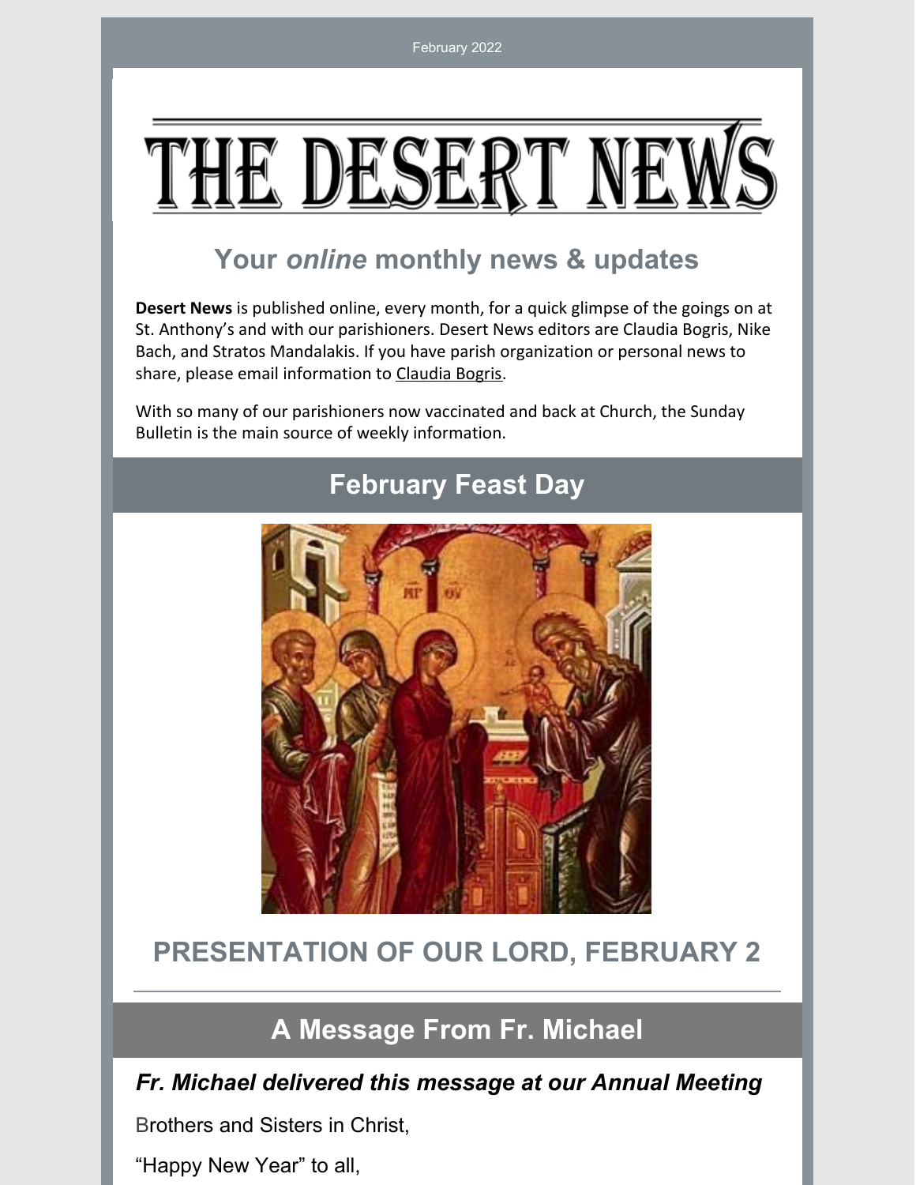February 2022

# THE DESERT NEWS

## Your *online* monthly news & updates

**Desert News** is published online, every month, for a quick glimpse of the goings on at St. Anthony's and with our parishioners. Desert News editors are Claudia Bogris, Nike Bach, and Stratos Mandalakis. If you have parish organization or personal news to share, please email information to Claudia Bogris.

With so many of our parishioners now vaccinated and back at Church, the Sunday Bulletin is the main source of weekly information.

## February Feast Day

## PRESENTATION OF OUR LORD, FEBRUARY 2

---

## A Message From Fr. Michael

### *Fr. Michael delivered this message at our Annual Meeting*

Brothers and Sisters in Christ,

"Happy New Year" to all,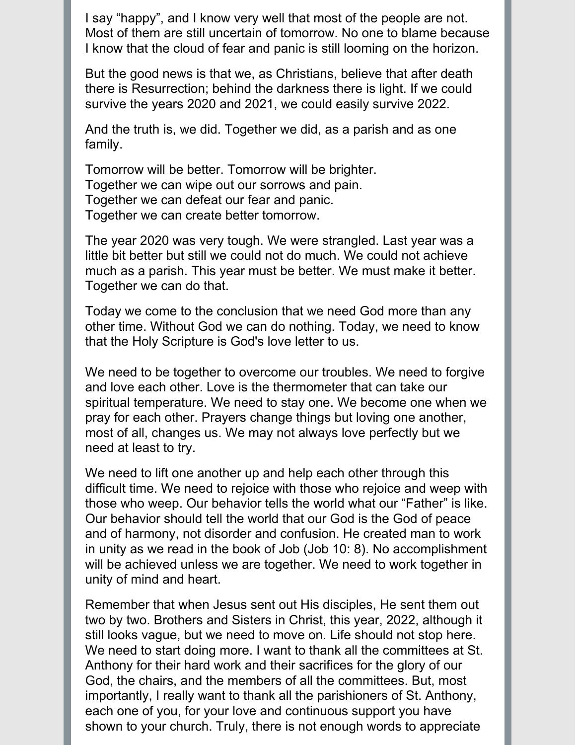I say "happy", and I know very well that most of the people are not. Most of them are still uncertain of tomorrow. No one to blame because I know that the cloud of fear and panic is still looming on the horizon.

But the good news is that we, as Christians, believe that after death there is Resurrection; behind the darkness there is light. If we could survive the years 2020 and 2021, we could easily survive 2022.

And the truth is, we did. Together we did, as a parish and as one family.

Tomorrow will be better. Tomorrow will be brighter.
Together we can wipe out our sorrows and pain.
Together we can defeat our fear and panic.
Together we can create better tomorrow.

The year 2020 was very tough. We were strangled. Last year was a little bit better but still we could not do much. We could not achieve much as a parish. This year must be better. We must make it better. Together we can do that.

Today we come to the conclusion that we need God more than any other time. Without God we can do nothing. Today, we need to know that the Holy Scripture is God's love letter to us.

We need to be together to overcome our troubles. We need to forgive and love each other. Love is the thermometer that can take our spiritual temperature. We need to stay one. We become one when we pray for each other. Prayers change things but loving one another, most of all, changes us. We may not always love perfectly but we need at least to try.

We need to lift one another up and help each other through this difficult time. We need to rejoice with those who rejoice and weep with those who weep. Our behavior tells the world what our "Father" is like. Our behavior should tell the world that our God is the God of peace and of harmony, not disorder and confusion. He created man to work in unity as we read in the book of Job (Job 10: 8). No accomplishment will be achieved unless we are together. We need to work together in unity of mind and heart.

Remember that when Jesus sent out His disciples, He sent them out two by two. Brothers and Sisters in Christ, this year, 2022, although it still looks vague, but we need to move on. Life should not stop here. We need to start doing more. I want to thank all the committees at St. Anthony for their hard work and their sacrifices for the glory of our God, the chairs, and the members of all the committees. But, most importantly, I really want to thank all the parishioners of St. Anthony, each one of you, for your love and continuous support you have shown to your church. Truly, there is not enough words to appreciate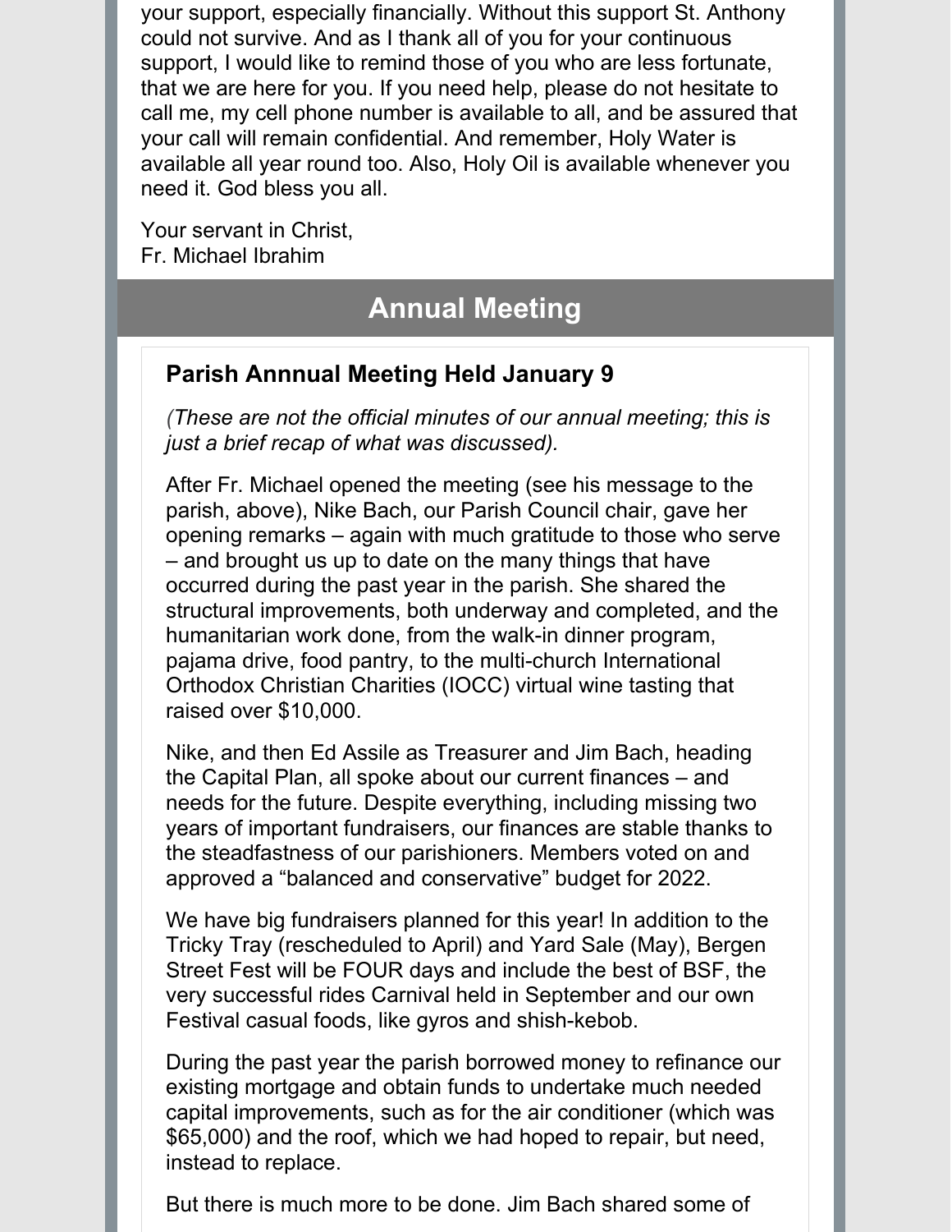your support, especially financially. Without this support St. Anthony could not survive. And as I thank all of you for your continuous support, I would like to remind those of you who are less fortunate, that we are here for you. If you need help, please do not hesitate to call me, my cell phone number is available to all, and be assured that your call will remain confidential. And remember, Holy Water is available all year round too. Also, Holy Oil is available whenever you need it. God bless you all.

Your servant in Christ,
Fr. Michael Ibrahim

## Annual Meeting

### Parish Annnual Meeting Held January 9

*(These are not the official minutes of our annual meeting; this is just a brief recap of what was discussed).*

After Fr. Michael opened the meeting (see his message to the parish, above), Nike Bach, our Parish Council chair, gave her opening remarks – again with much gratitude to those who serve – and brought us up to date on the many things that have occurred during the past year in the parish. She shared the structural improvements, both underway and completed, and the humanitarian work done, from the walk-in dinner program, pajama drive, food pantry, to the multi-church International Orthodox Christian Charities (IOCC) virtual wine tasting that raised over $10,000.

Nike, and then Ed Assile as Treasurer and Jim Bach, heading the Capital Plan, all spoke about our current finances – and needs for the future. Despite everything, including missing two years of important fundraisers, our finances are stable thanks to the steadfastness of our parishioners. Members voted on and approved a "balanced and conservative" budget for 2022.

We have big fundraisers planned for this year! In addition to the Tricky Tray (rescheduled to April) and Yard Sale (May), Bergen Street Fest will be FOUR days and include the best of BSF, the very successful rides Carnival held in September and our own Festival casual foods, like gyros and shish-kebob.

During the past year the parish borrowed money to refinance our existing mortgage and obtain funds to undertake much needed capital improvements, such as for the air conditioner (which was $65,000) and the roof, which we had hoped to repair, but need, instead to replace.

But there is much more to be done. Jim Bach shared some of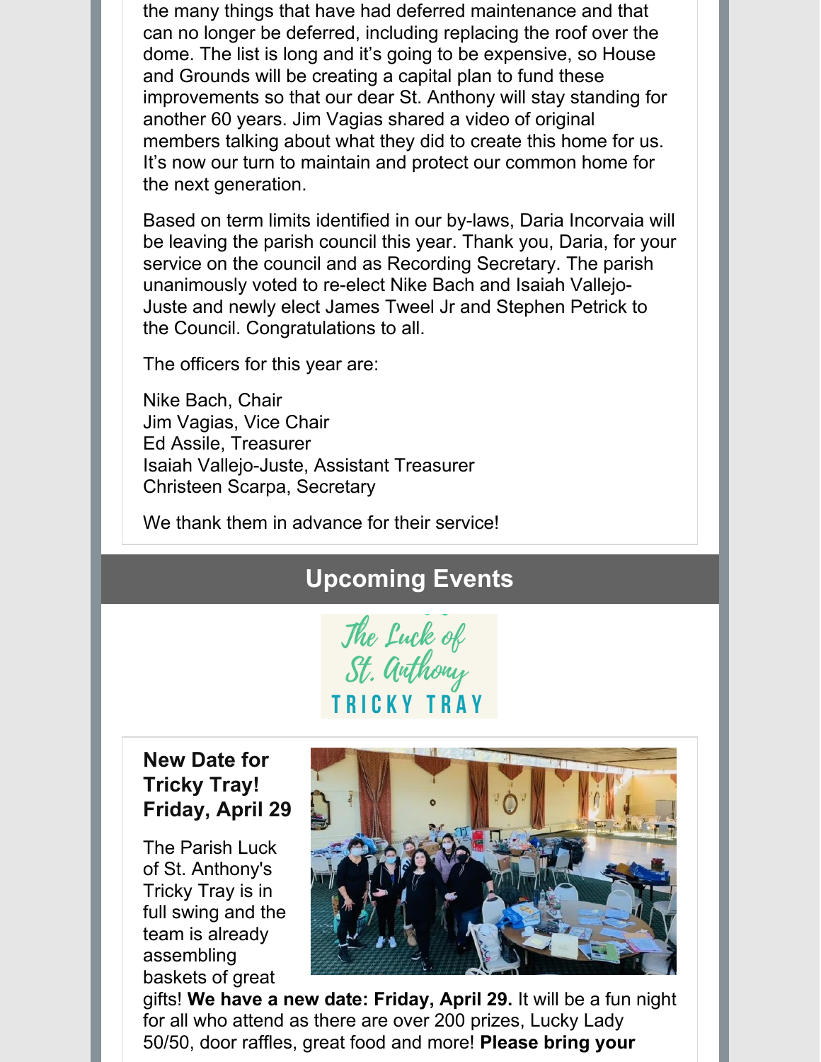the many things that have had deferred maintenance and that can no longer be deferred, including replacing the roof over the dome. The list is long and it's going to be expensive, so House and Grounds will be creating a capital plan to fund these improvements so that our dear St. Anthony will stay standing for another 60 years. Jim Vagias shared a video of original members talking about what they did to create this home for us. It's now our turn to maintain and protect our common home for the next generation.

Based on term limits identified in our by-laws, Daria Incorvaia will be leaving the parish council this year. Thank you, Daria, for your service on the council and as Recording Secretary. The parish unanimously voted to re-elect Nike Bach and Isaiah Vallejo-Juste and newly elect James Tweel Jr and Stephen Petrick to the Council. Congratulations to all.

The officers for this year are:

Nike Bach, Chair
Jim Vagias, Vice Chair
Ed Assile, Treasurer
Isaiah Vallejo-Juste, Assistant Treasurer
Christeen Scarpa, Secretary

We thank them in advance for their service!

## Upcoming Events

The Luck of St. Anthony TRICKY TRAY

### New Date for Tricky Tray! Friday, April 29

The Parish Luck of St. Anthony's Tricky Tray is in full swing and the team is already assembling baskets of great gifts! **We have a new date: Friday, April 29.** It will be a fun night for all who attend as there are over 200 prizes, Lucky Lady 50/50, door raffles, great food and more! **Please bring your**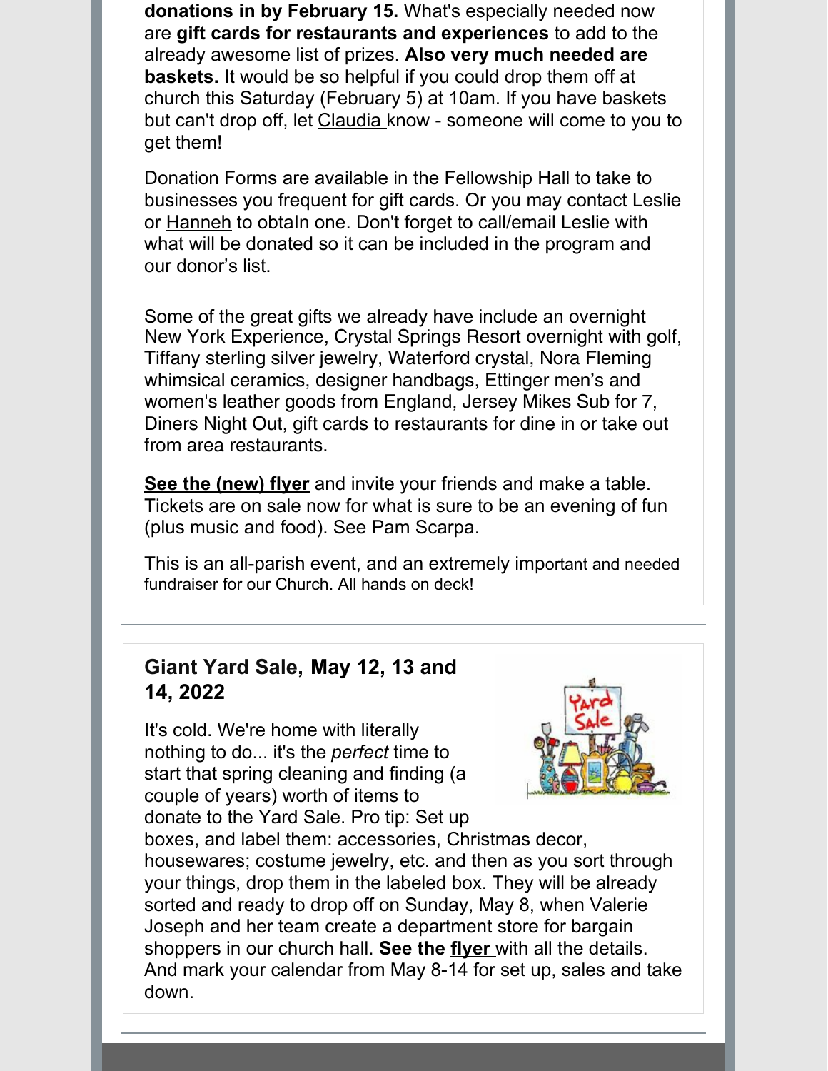**donations in by February 15.** What's especially needed now are **gift cards for restaurants and experiences** to add to the already awesome list of prizes. **Also very much needed are baskets.** It would be so helpful if you could drop them off at church this Saturday (February 5) at 10am. If you have baskets but can't drop off, let Claudia know - someone will come to you to get them!

Donation Forms are available in the Fellowship Hall to take to businesses you frequent for gift cards. Or you may contact Leslie or Hanneh to obtaIn one. Don't forget to call/email Leslie with what will be donated so it can be included in the program and our donor's list.

Some of the great gifts we already have include an overnight New York Experience, Crystal Springs Resort overnight with golf, Tiffany sterling silver jewelry, Waterford crystal, Nora Fleming whimsical ceramics, designer handbags, Ettinger men's and women's leather goods from England, Jersey Mikes Sub for 7, Diners Night Out, gift cards to restaurants for dine in or take out from area restaurants.

**See the (new) flyer** and invite your friends and make a table. Tickets are on sale now for what is sure to be an evening of fun (plus music and food). See Pam Scarpa.

This is an all-parish event, and an extremely important and needed fundraiser for our Church. All hands on deck!

---

### Giant Yard Sale, May 12, 13 and 14, 2022

It's cold. We're home with literally nothing to do... it's the *perfect* time to start that spring cleaning and finding (a couple of years) worth of items to donate to the Yard Sale. Pro tip: Set up boxes, and label them: accessories, Christmas decor, housewares; costume jewelry, etc. and then as you sort through your things, drop them in the labeled box. They will be already sorted and ready to drop off on Sunday, May 8, when Valerie Joseph and her team create a department store for bargain shoppers in our church hall. **See the flyer** with all the details. And mark your calendar from May 8-14 for set up, sales and take down.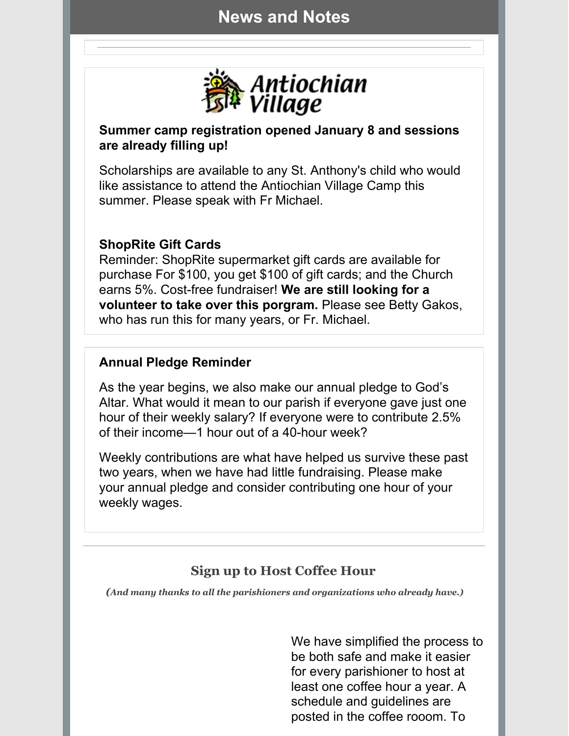## News and Notes

Antiochian Village

**Summer camp registration opened January 8 and sessions are already filling up!**

Scholarships are available to any St. Anthony's child who would like assistance to attend the Antiochian Village Camp this summer. Please speak with Fr Michael.

**ShopRite Gift Cards**
Reminder: ShopRite supermarket gift cards are available for purchase For $100, you get $100 of gift cards; and the Church earns 5%. Cost-free fundraiser! **We are still looking for a volunteer to take over this porgram.** Please see Betty Gakos, who has run this for many years, or Fr. Michael.

**Annual Pledge Reminder**

As the year begins, we also make our annual pledge to God's Altar. What would it mean to our parish if everyone gave just one hour of their weekly salary? If everyone were to contribute 2.5% of their income—1 hour out of a 40-hour week?

Weekly contributions are what have helped us survive these past two years, when we have had little fundraising. Please make your annual pledge and consider contributing one hour of your weekly wages.

### Sign up to Host Coffee Hour

***(And many thanks to all the parishioners and organizations who already have.)***

We have simplified the process to be both safe and make it easier for every parishioner to host at least one coffee hour a year. A schedule and guidelines are posted in the coffee rooom. To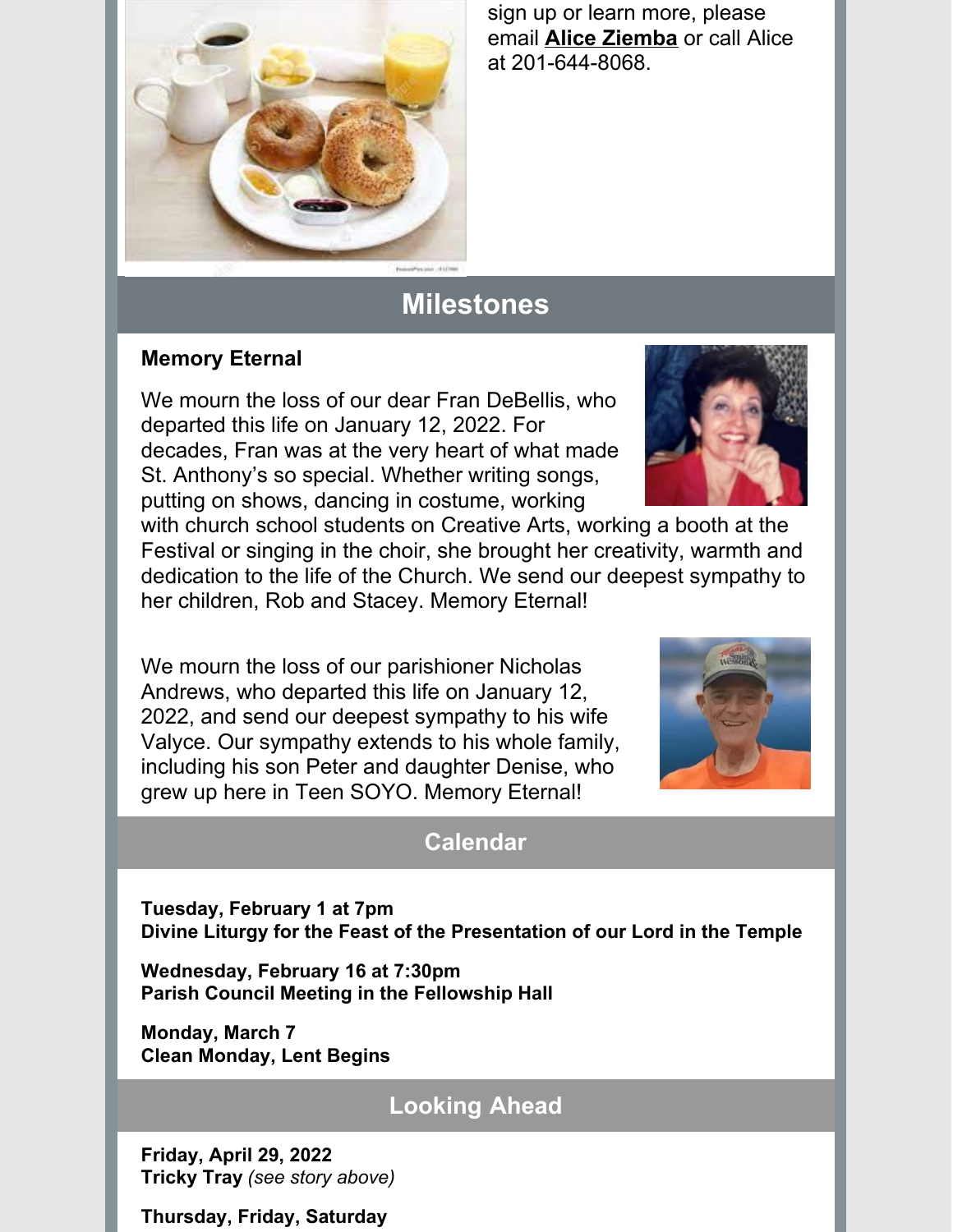sign up or learn more, please email **Alice Ziemba** or call Alice at 201-644-8068.

## Milestones

**Memory Eternal**

We mourn the loss of our dear Fran DeBellis, who departed this life on January 12, 2022. For decades, Fran was at the very heart of what made St. Anthony's so special. Whether writing songs, putting on shows, dancing in costume, working with church school students on Creative Arts, working a booth at the Festival or singing in the choir, she brought her creativity, warmth and dedication to the life of the Church. We send our deepest sympathy to her children, Rob and Stacey. Memory Eternal!

We mourn the loss of our parishioner Nicholas Andrews, who departed this life on January 12, 2022, and send our deepest sympathy to his wife Valyce. Our sympathy extends to his whole family, including his son Peter and daughter Denise, who grew up here in Teen SOYO. Memory Eternal!

## Calendar

**Tuesday, February 1 at 7pm**
**Divine Liturgy for the Feast of the Presentation of our Lord in the Temple**

**Wednesday, February 16 at 7:30pm**
**Parish Council Meeting in the Fellowship Hall**

**Monday, March 7**
**Clean Monday, Lent Begins**

## Looking Ahead

**Friday, April 29, 2022**
**Tricky Tray** *(see story above)*

**Thursday, Friday, Saturday**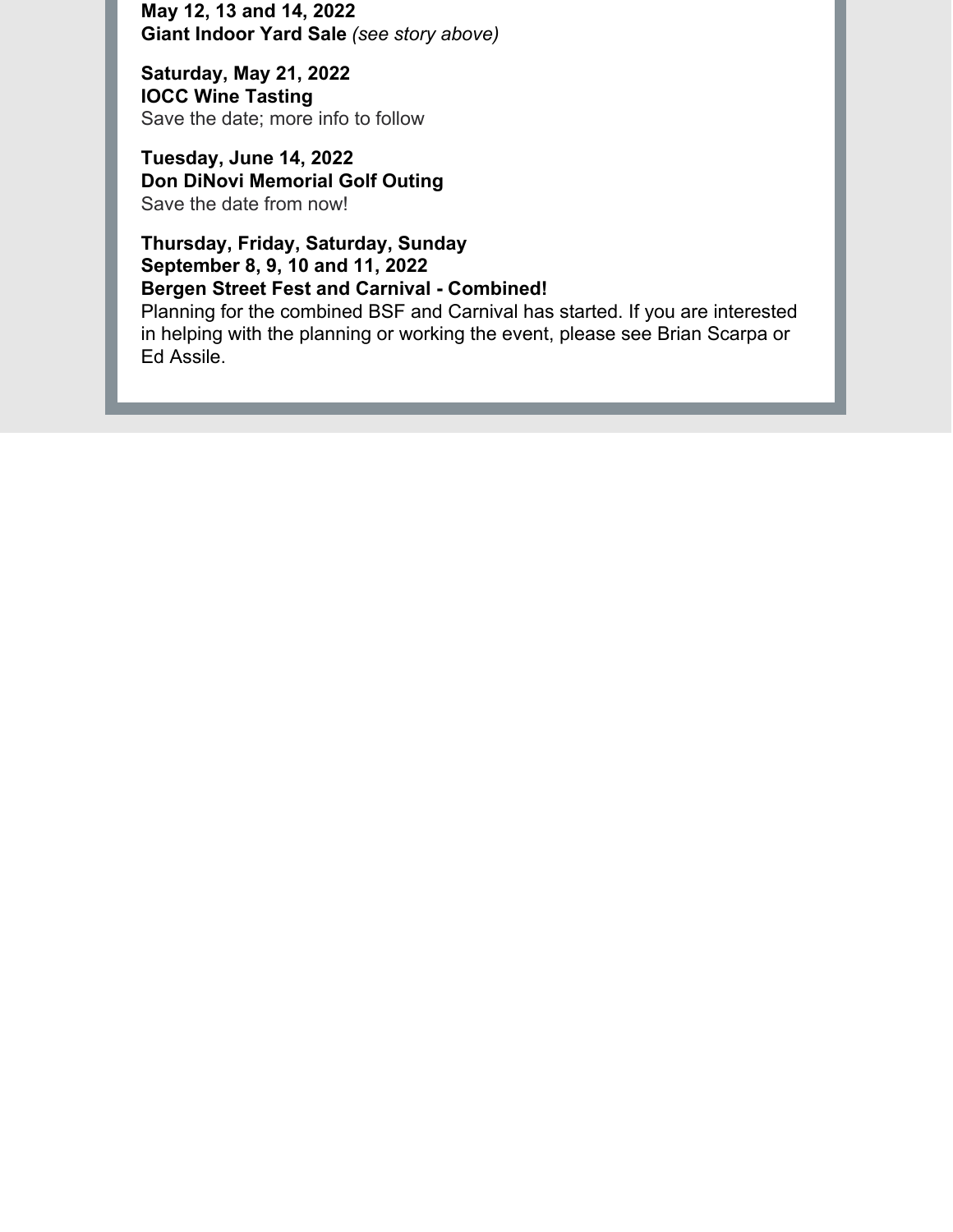**May 12, 13 and 14, 2022**
**Giant Indoor Yard Sale** *(see story above)*

**Saturday, May 21, 2022**
**IOCC Wine Tasting**
Save the date; more info to follow

**Tuesday, June 14, 2022**
**Don DiNovi Memorial Golf Outing**
Save the date from now!

**Thursday, Friday, Saturday, Sunday**
**September 8, 9, 10 and 11, 2022**
**Bergen Street Fest and Carnival - Combined!**
Planning for the combined BSF and Carnival has started. If you are interested in helping with the planning or working the event, please see Brian Scarpa or Ed Assile.